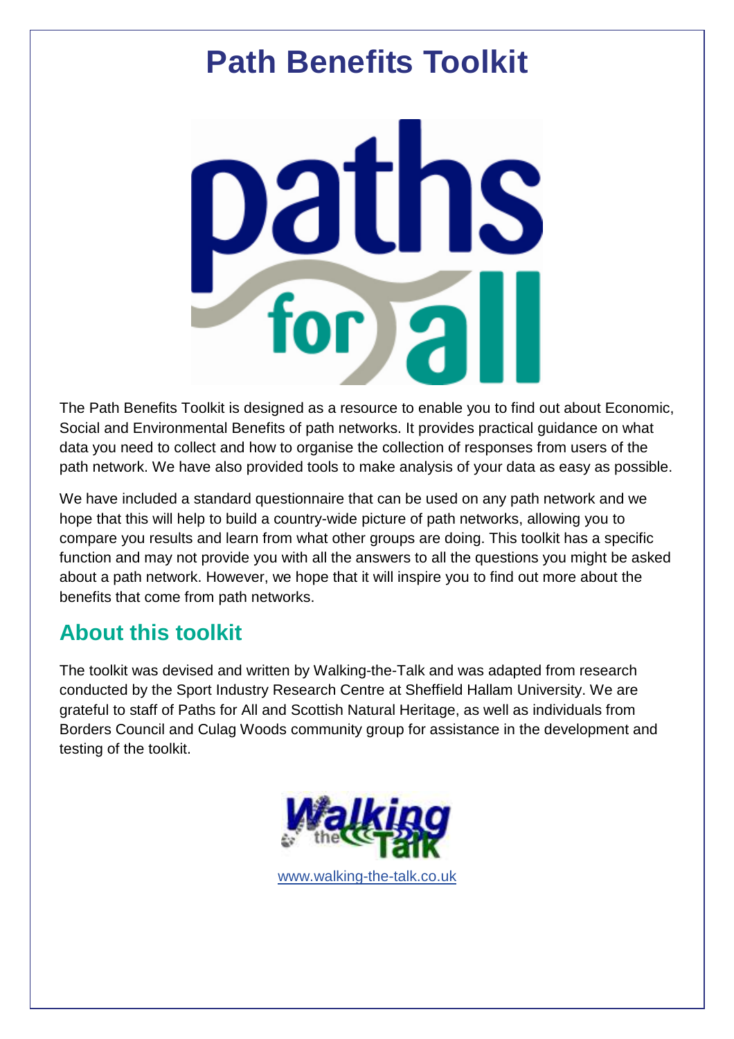# Path Benefits Toolkit

The Path Benefits Toolkit is designed as a resource to enable you to find out about Economic, Social and Environmental Benefits of path networks. It provides practical guidance on what data you need to collect and how to organise the collection of responses from users of the path network. We have also provided tools to make analysis of your data as easy as possible.

We have included a standard questionnaire that can be used on any path network and we hope that this will help to build a country-wide picture of path networks, allowing you to compare you results and learn from what other groups are doing. This toolkit has a specific function and may not provide you with all the answers to all the questions you might be asked about a path network. However, we hope that it will inspire you to find out more about the benefits that come from path networks.

## About this toolkit

The toolkit was devised and written by Walking-the-Talk and was adapted from research conducted by the Sport Industry Research Centre at Sheffield Hallam University. We are grateful to staff of Paths for All and Scottish Natural Heritage, as well as individuals from Borders Council and Culag Woods community group for assistance in the development and testing of the toolkit.

www.walking-the-talk.co.uk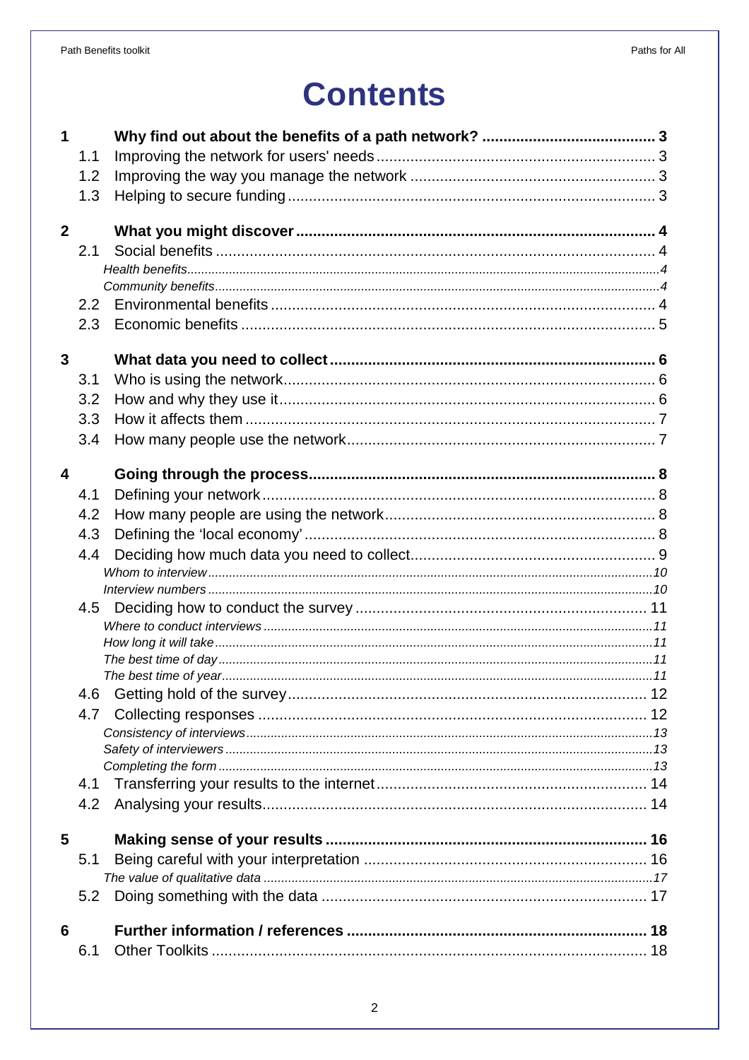# Contents

**1 Why find out about the benefits of a path network? ... 3**

- 1.1 Improving the network for users' needs ... 3
- 1.2 Improving the way you manage the network ... 3
- 1.3 Helping to secure funding ... 3

**2 What you might discover ... 4**

- 2.1 Social benefits ... 4
  - *Health benefits ... 4*
  - *Community benefits ... 4*
- 2.2 Environmental benefits ... 4
- 2.3 Economic benefits ... 5

**3 What data you need to collect ... 6**

- 3.1 Who is using the network ... 6
- 3.2 How and why they use it ... 6
- 3.3 How it affects them ... 7
- 3.4 How many people use the network ... 7

**4 Going through the process ... 8**

- 4.1 Defining your network ... 8
- 4.2 How many people are using the network ... 8
- 4.3 Defining the 'local economy' ... 8
- 4.4 Deciding how much data you need to collect ... 9
  - *Whom to interview ... 10*
  - *Interview numbers ... 10*
- 4.5 Deciding how to conduct the survey ... 11
  - *Where to conduct interviews ... 11*
  - *How long it will take ... 11*
  - *The best time of day ... 11*
  - *The best time of year ... 11*
- 4.6 Getting hold of the survey ... 12
- 4.7 Collecting responses ... 12
  - *Consistency of interviews ... 13*
  - *Safety of interviewers ... 13*
  - *Completing the form ... 13*
- 4.1 Transferring your results to the internet ... 14
- 4.2 Analysing your results ... 14

**5 Making sense of your results ... 16**

- 5.1 Being careful with your interpretation ... 16
  - *The value of qualitative data ... 17*
- 5.2 Doing something with the data ... 17

**6 Further information / references ... 18**

- 6.1 Other Toolkits ... 18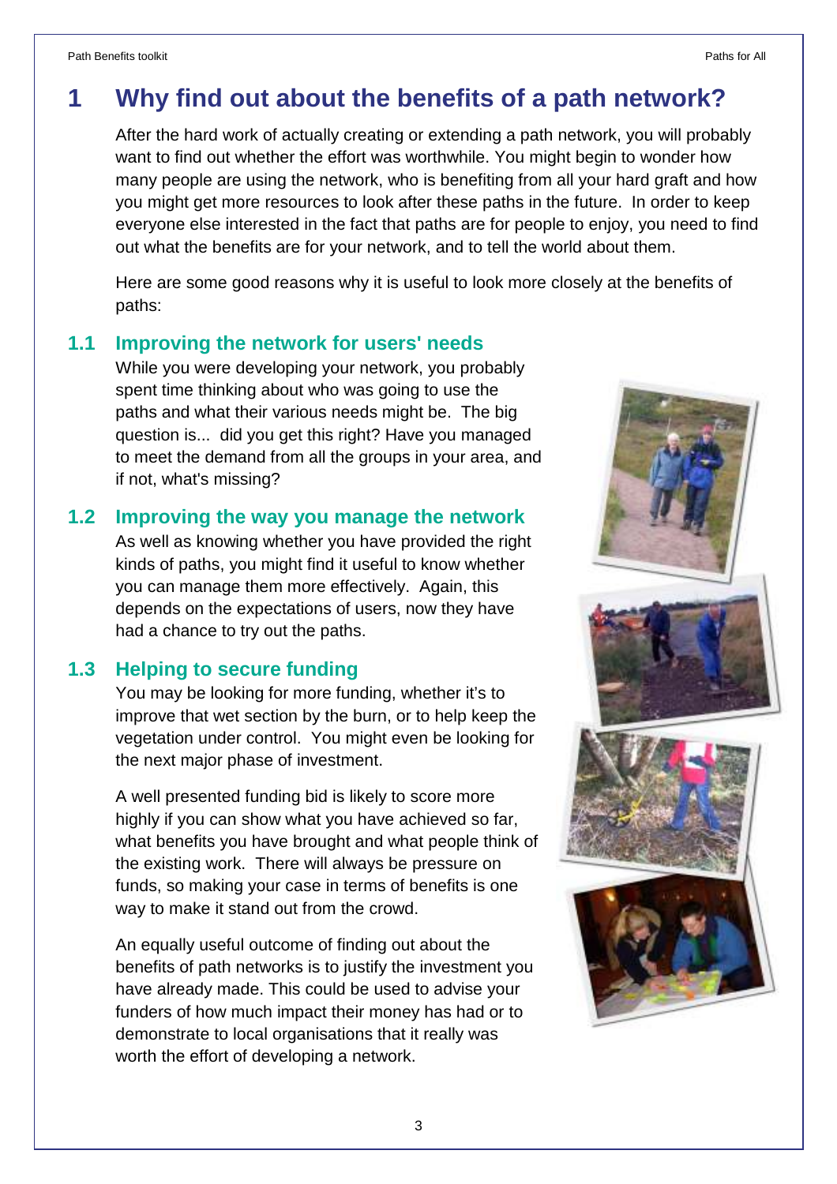# 1 Why find out about the benefits of a path network?

After the hard work of actually creating or extending a path network, you will probably want to find out whether the effort was worthwhile. You might begin to wonder how many people are using the network, who is benefiting from all your hard graft and how you might get more resources to look after these paths in the future. In order to keep everyone else interested in the fact that paths are for people to enjoy, you need to find out what the benefits are for your network, and to tell the world about them.

Here are some good reasons why it is useful to look more closely at the benefits of paths:

## 1.1 Improving the network for users' needs

While you were developing your network, you probably spent time thinking about who was going to use the paths and what their various needs might be. The big question is... did you get this right? Have you managed to meet the demand from all the groups in your area, and if not, what's missing?

## 1.2 Improving the way you manage the network

As well as knowing whether you have provided the right kinds of paths, you might find it useful to know whether you can manage them more effectively. Again, this depends on the expectations of users, now they have had a chance to try out the paths.

## 1.3 Helping to secure funding

You may be looking for more funding, whether it's to improve that wet section by the burn, or to help keep the vegetation under control. You might even be looking for the next major phase of investment.

A well presented funding bid is likely to score more highly if you can show what you have achieved so far, what benefits you have brought and what people think of the existing work. There will always be pressure on funds, so making your case in terms of benefits is one way to make it stand out from the crowd.

An equally useful outcome of finding out about the benefits of path networks is to justify the investment you have already made. This could be used to advise your funders of how much impact their money has had or to demonstrate to local organisations that it really was worth the effort of developing a network.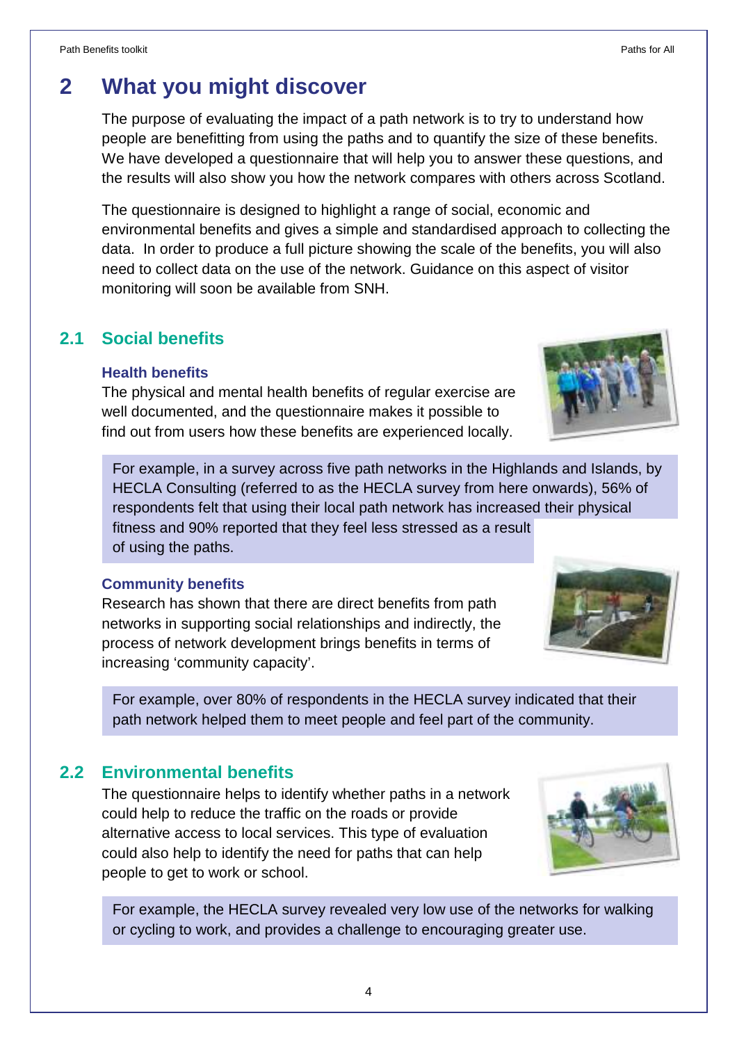# 2 What you might discover

The purpose of evaluating the impact of a path network is to try to understand how people are benefitting from using the paths and to quantify the size of these benefits. We have developed a questionnaire that will help you to answer these questions, and the results will also show you how the network compares with others across Scotland.

The questionnaire is designed to highlight a range of social, economic and environmental benefits and gives a simple and standardised approach to collecting the data. In order to produce a full picture showing the scale of the benefits, you will also need to collect data on the use of the network. Guidance on this aspect of visitor monitoring will soon be available from SNH.

## 2.1 Social benefits

### Health benefits

The physical and mental health benefits of regular exercise are well documented, and the questionnaire makes it possible to find out from users how these benefits are experienced locally.

For example, in a survey across five path networks in the Highlands and Islands, by HECLA Consulting (referred to as the HECLA survey from here onwards), 56% of respondents felt that using their local path network has increased their physical fitness and 90% reported that they feel less stressed as a result of using the paths.

### Community benefits

Research has shown that there are direct benefits from path networks in supporting social relationships and indirectly, the process of network development brings benefits in terms of increasing 'community capacity'.

For example, over 80% of respondents in the HECLA survey indicated that their path network helped them to meet people and feel part of the community.

## 2.2 Environmental benefits

The questionnaire helps to identify whether paths in a network could help to reduce the traffic on the roads or provide alternative access to local services. This type of evaluation could also help to identify the need for paths that can help people to get to work or school.

For example, the HECLA survey revealed very low use of the networks for walking or cycling to work, and provides a challenge to encouraging greater use.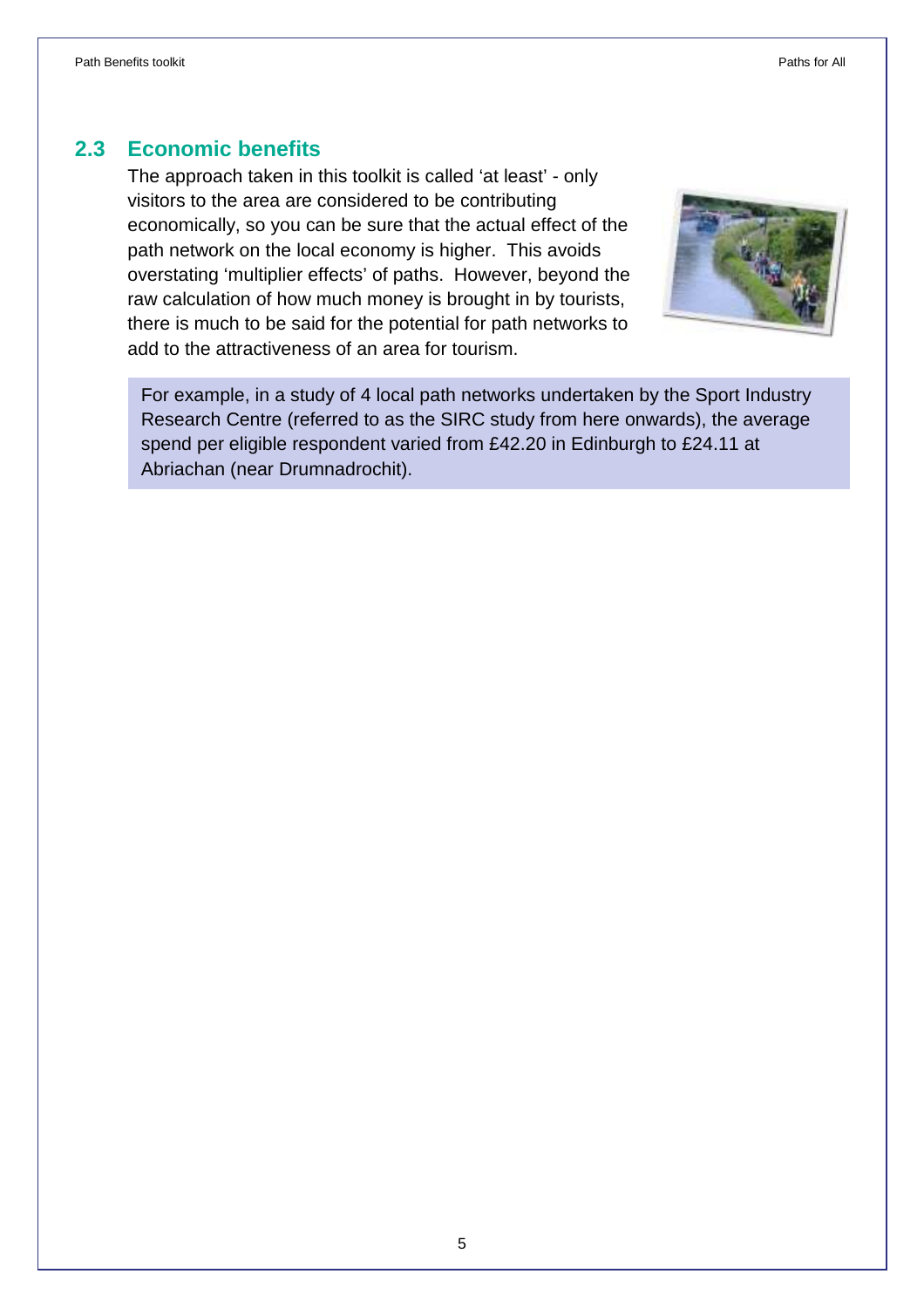## 2.3 Economic benefits

The approach taken in this toolkit is called 'at least' - only visitors to the area are considered to be contributing economically, so you can be sure that the actual effect of the path network on the local economy is higher. This avoids overstating 'multiplier effects' of paths. However, beyond the raw calculation of how much money is brought in by tourists, there is much to be said for the potential for path networks to add to the attractiveness of an area for tourism.

For example, in a study of 4 local path networks undertaken by the Sport Industry Research Centre (referred to as the SIRC study from here onwards), the average spend per eligible respondent varied from £42.20 in Edinburgh to £24.11 at Abriachan (near Drumnadrochit).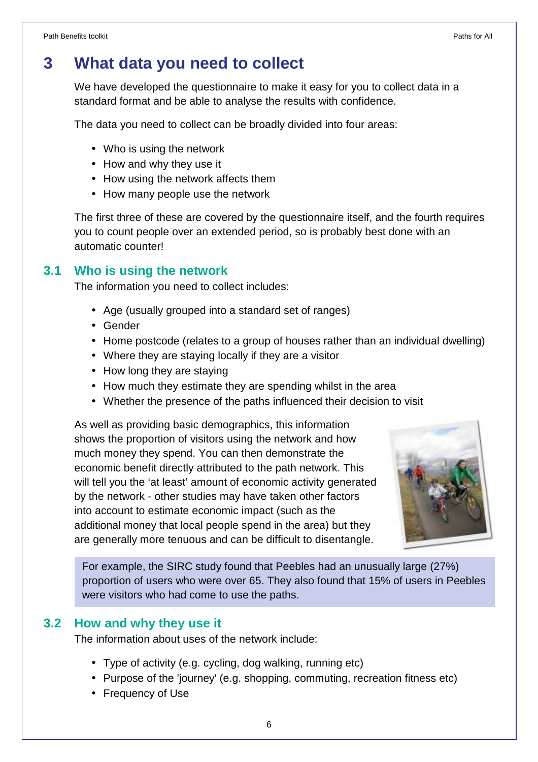# 3 What data you need to collect

We have developed the questionnaire to make it easy for you to collect data in a standard format and be able to analyse the results with confidence.

The data you need to collect can be broadly divided into four areas:

- Who is using the network
- How and why they use it
- How using the network affects them
- How many people use the network

The first three of these are covered by the questionnaire itself, and the fourth requires you to count people over an extended period, so is probably best done with an automatic counter!

## 3.1 Who is using the network

The information you need to collect includes:

- Age (usually grouped into a standard set of ranges)
- Gender
- Home postcode (relates to a group of houses rather than an individual dwelling)
- Where they are staying locally if they are a visitor
- How long they are staying
- How much they estimate they are spending whilst in the area
- Whether the presence of the paths influenced their decision to visit

As well as providing basic demographics, this information shows the proportion of visitors using the network and how much money they spend. You can then demonstrate the economic benefit directly attributed to the path network. This will tell you the 'at least' amount of economic activity generated by the network - other studies may have taken other factors into account to estimate economic impact (such as the additional money that local people spend in the area) but they are generally more tenuous and can be difficult to disentangle.

For example, the SIRC study found that Peebles had an unusually large (27%) proportion of users who were over 65. They also found that 15% of users in Peebles were visitors who had come to use the paths.

## 3.2 How and why they use it

The information about uses of the network include:

- Type of activity (e.g. cycling, dog walking, running etc)
- Purpose of the 'journey' (e.g. shopping, commuting, recreation fitness etc)
- Frequency of Use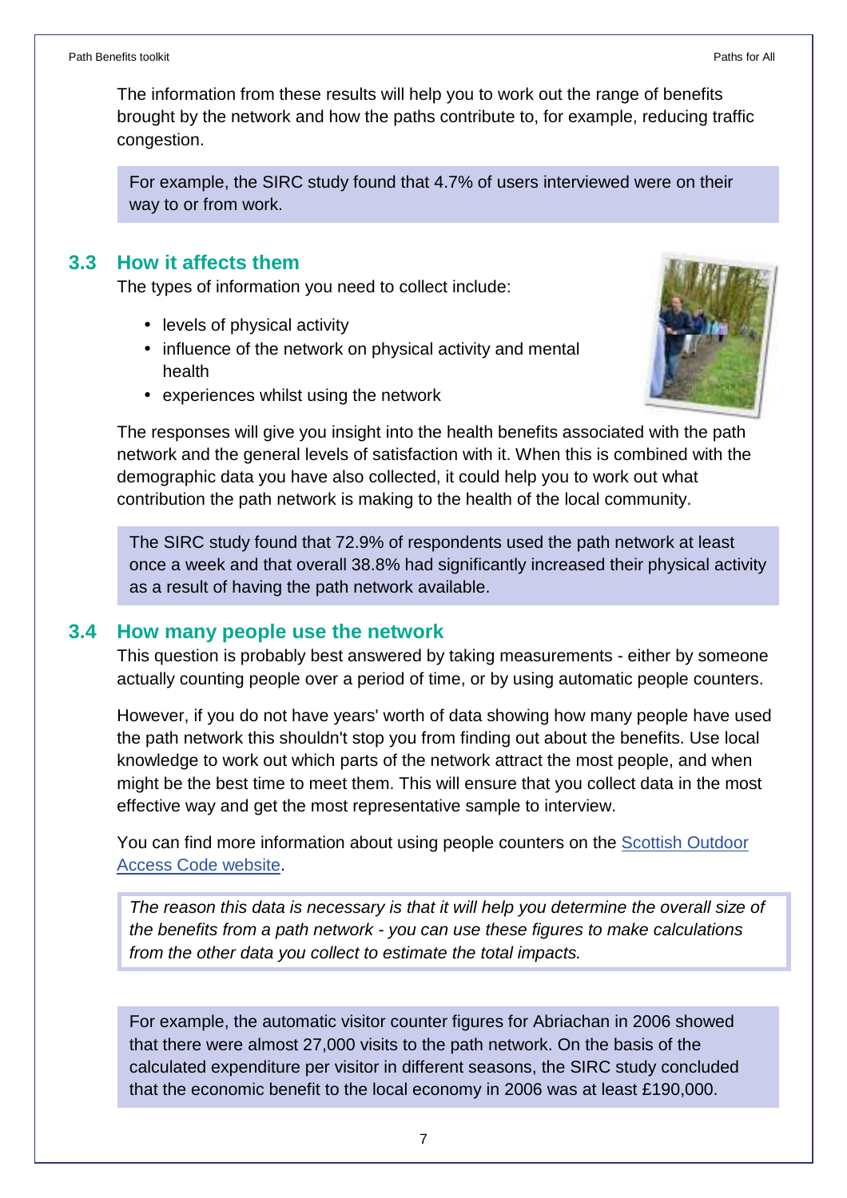The information from these results will help you to work out the range of benefits brought by the network and how the paths contribute to, for example, reducing traffic congestion.

For example, the SIRC study found that 4.7% of users interviewed were on their way to or from work.

## 3.3 How it affects them

The types of information you need to collect include:

- levels of physical activity
- influence of the network on physical activity and mental health
- experiences whilst using the network

The responses will give you insight into the health benefits associated with the path network and the general levels of satisfaction with it. When this is combined with the demographic data you have also collected, it could help you to work out what contribution the path network is making to the health of the local community.

The SIRC study found that 72.9% of respondents used the path network at least once a week and that overall 38.8% had significantly increased their physical activity as a result of having the path network available.

## 3.4 How many people use the network

This question is probably best answered by taking measurements - either by someone actually counting people over a period of time, or by using automatic people counters.

However, if you do not have years' worth of data showing how many people have used the path network this shouldn't stop you from finding out about the benefits. Use local knowledge to work out which parts of the network attract the most people, and when might be the best time to meet them. This will ensure that you collect data in the most effective way and get the most representative sample to interview.

You can find more information about using people counters on the Scottish Outdoor Access Code website.

*The reason this data is necessary is that it will help you determine the overall size of the benefits from a path network - you can use these figures to make calculations from the other data you collect to estimate the total impacts.*

For example, the automatic visitor counter figures for Abriachan in 2006 showed that there were almost 27,000 visits to the path network. On the basis of the calculated expenditure per visitor in different seasons, the SIRC study concluded that the economic benefit to the local economy in 2006 was at least £190,000.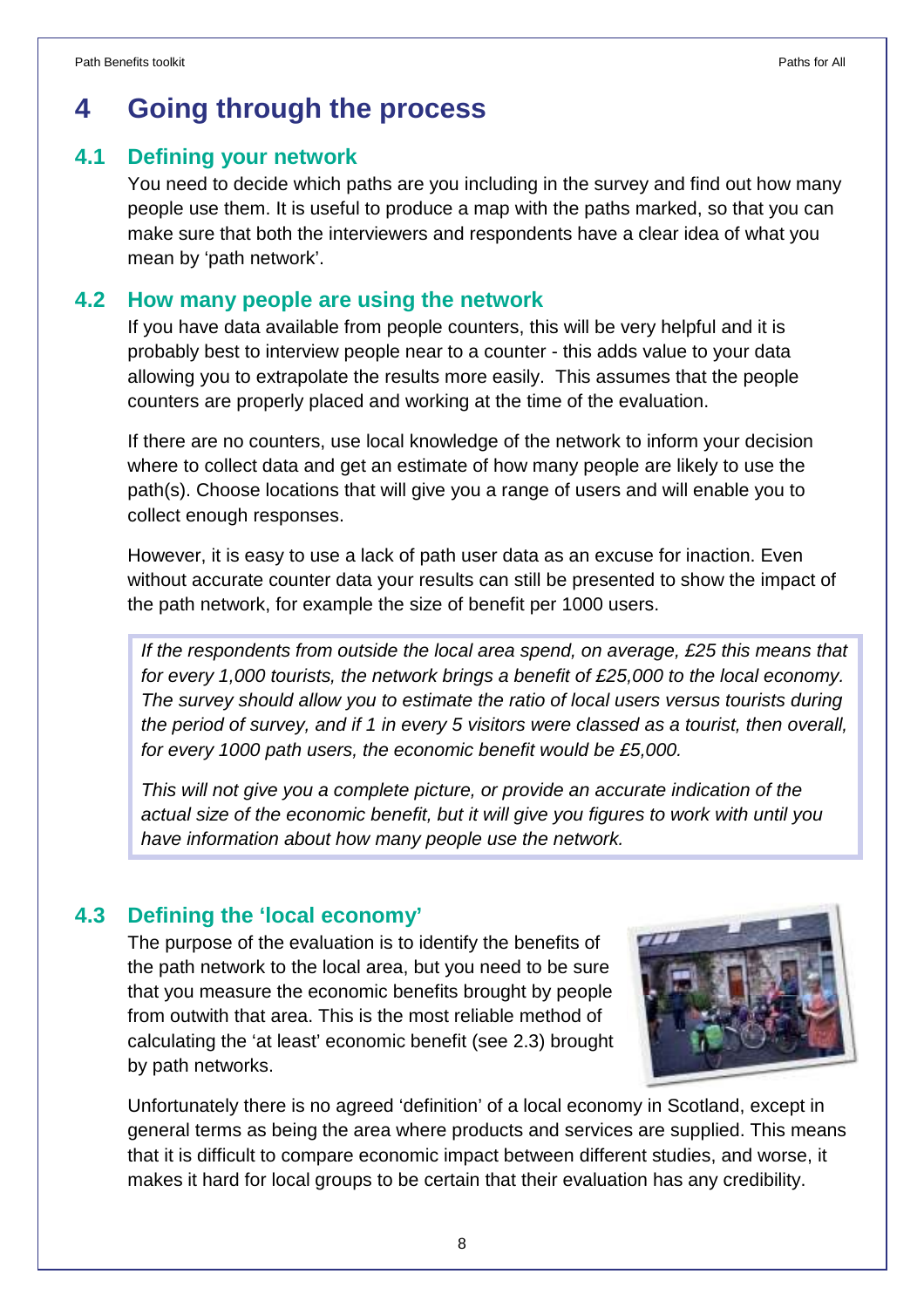# 4 Going through the process

## 4.1 Defining your network

You need to decide which paths are you including in the survey and find out how many people use them. It is useful to produce a map with the paths marked, so that you can make sure that both the interviewers and respondents have a clear idea of what you mean by 'path network'.

## 4.2 How many people are using the network

If you have data available from people counters, this will be very helpful and it is probably best to interview people near to a counter - this adds value to your data allowing you to extrapolate the results more easily. This assumes that the people counters are properly placed and working at the time of the evaluation.

If there are no counters, use local knowledge of the network to inform your decision where to collect data and get an estimate of how many people are likely to use the path(s). Choose locations that will give you a range of users and will enable you to collect enough responses.

However, it is easy to use a lack of path user data as an excuse for inaction. Even without accurate counter data your results can still be presented to show the impact of the path network, for example the size of benefit per 1000 users.

> *If the respondents from outside the local area spend, on average, £25 this means that for every 1,000 tourists, the network brings a benefit of £25,000 to the local economy. The survey should allow you to estimate the ratio of local users versus tourists during the period of survey, and if 1 in every 5 visitors were classed as a tourist, then overall, for every 1000 path users, the economic benefit would be £5,000.*
>
> *This will not give you a complete picture, or provide an accurate indication of the actual size of the economic benefit, but it will give you figures to work with until you have information about how many people use the network.*

## 4.3 Defining the 'local economy'

The purpose of the evaluation is to identify the benefits of the path network to the local area, but you need to be sure that you measure the economic benefits brought by people from outwith that area. This is the most reliable method of calculating the 'at least' economic benefit (see 2.3) brought by path networks.

Unfortunately there is no agreed 'definition' of a local economy in Scotland, except in general terms as being the area where products and services are supplied. This means that it is difficult to compare economic impact between different studies, and worse, it makes it hard for local groups to be certain that their evaluation has any credibility.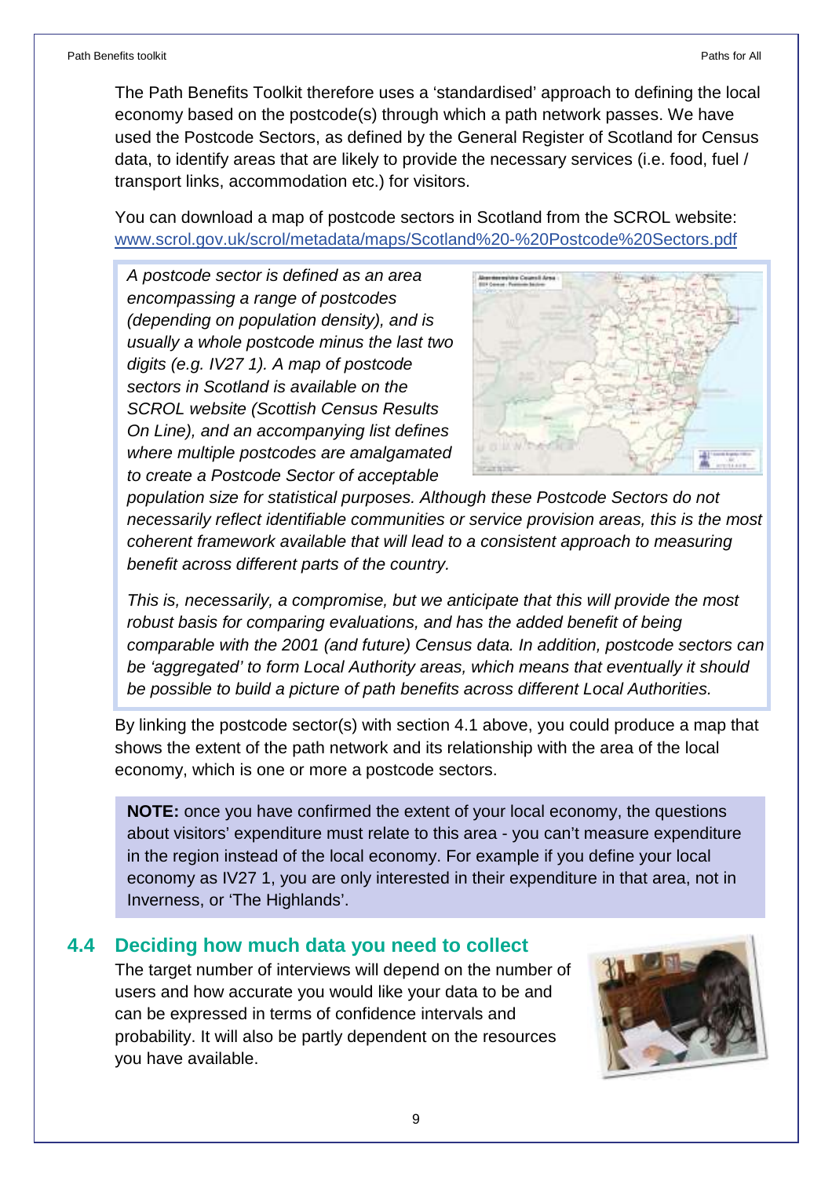The Path Benefits Toolkit therefore uses a 'standardised' approach to defining the local economy based on the postcode(s) through which a path network passes. We have used the Postcode Sectors, as defined by the General Register of Scotland for Census data, to identify areas that are likely to provide the necessary services (i.e. food, fuel / transport links, accommodation etc.) for visitors.

You can download a map of postcode sectors in Scotland from the SCROL website: www.scrol.gov.uk/scrol/metadata/maps/Scotland%20-%20Postcode%20Sectors.pdf

*A postcode sector is defined as an area encompassing a range of postcodes (depending on population density), and is usually a whole postcode minus the last two digits (e.g. IV27 1). A map of postcode sectors in Scotland is available on the SCROL website (Scottish Census Results On Line), and an accompanying list defines where multiple postcodes are amalgamated to create a Postcode Sector of acceptable population size for statistical purposes. Although these Postcode Sectors do not necessarily reflect identifiable communities or service provision areas, this is the most coherent framework available that will lead to a consistent approach to measuring benefit across different parts of the country.*

*This is, necessarily, a compromise, but we anticipate that this will provide the most robust basis for comparing evaluations, and has the added benefit of being comparable with the 2001 (and future) Census data. In addition, postcode sectors can be 'aggregated' to form Local Authority areas, which means that eventually it should be possible to build a picture of path benefits across different Local Authorities.*

By linking the postcode sector(s) with section 4.1 above, you could produce a map that shows the extent of the path network and its relationship with the area of the local economy, which is one or more a postcode sectors.

**NOTE:** once you have confirmed the extent of your local economy, the questions about visitors' expenditure must relate to this area - you can't measure expenditure in the region instead of the local economy. For example if you define your local economy as IV27 1, you are only interested in their expenditure in that area, not in Inverness, or 'The Highlands'.

## 4.4 Deciding how much data you need to collect

The target number of interviews will depend on the number of users and how accurate you would like your data to be and can be expressed in terms of confidence intervals and probability. It will also be partly dependent on the resources you have available.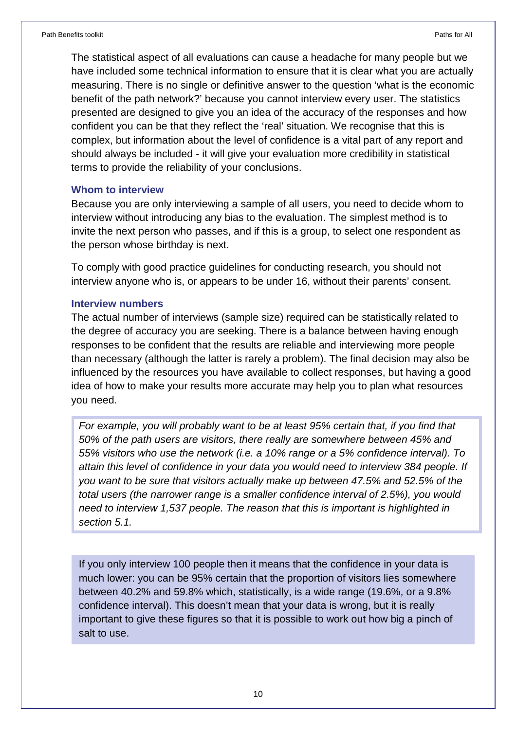The statistical aspect of all evaluations can cause a headache for many people but we have included some technical information to ensure that it is clear what you are actually measuring. There is no single or definitive answer to the question 'what is the economic benefit of the path network?' because you cannot interview every user. The statistics presented are designed to give you an idea of the accuracy of the responses and how confident you can be that they reflect the 'real' situation. We recognise that this is complex, but information about the level of confidence is a vital part of any report and should always be included - it will give your evaluation more credibility in statistical terms to provide the reliability of your conclusions.

### Whom to interview

Because you are only interviewing a sample of all users, you need to decide whom to interview without introducing any bias to the evaluation. The simplest method is to invite the next person who passes, and if this is a group, to select one respondent as the person whose birthday is next.

To comply with good practice guidelines for conducting research, you should not interview anyone who is, or appears to be under 16, without their parents' consent.

### Interview numbers

The actual number of interviews (sample size) required can be statistically related to the degree of accuracy you are seeking. There is a balance between having enough responses to be confident that the results are reliable and interviewing more people than necessary (although the latter is rarely a problem). The final decision may also be influenced by the resources you have available to collect responses, but having a good idea of how to make your results more accurate may help you to plan what resources you need.

> *For example, you will probably want to be at least 95% certain that, if you find that 50% of the path users are visitors, there really are somewhere between 45% and 55% visitors who use the network (i.e. a 10% range or a 5% confidence interval). To attain this level of confidence in your data you would need to interview 384 people. If you want to be sure that visitors actually make up between 47.5% and 52.5% of the total users (the narrower range is a smaller confidence interval of 2.5%), you would need to interview 1,537 people. The reason that this is important is highlighted in section 5.1.*

> If you only interview 100 people then it means that the confidence in your data is much lower: you can be 95% certain that the proportion of visitors lies somewhere between 40.2% and 59.8% which, statistically, is a wide range (19.6%, or a 9.8% confidence interval). This doesn't mean that your data is wrong, but it is really important to give these figures so that it is possible to work out how big a pinch of salt to use.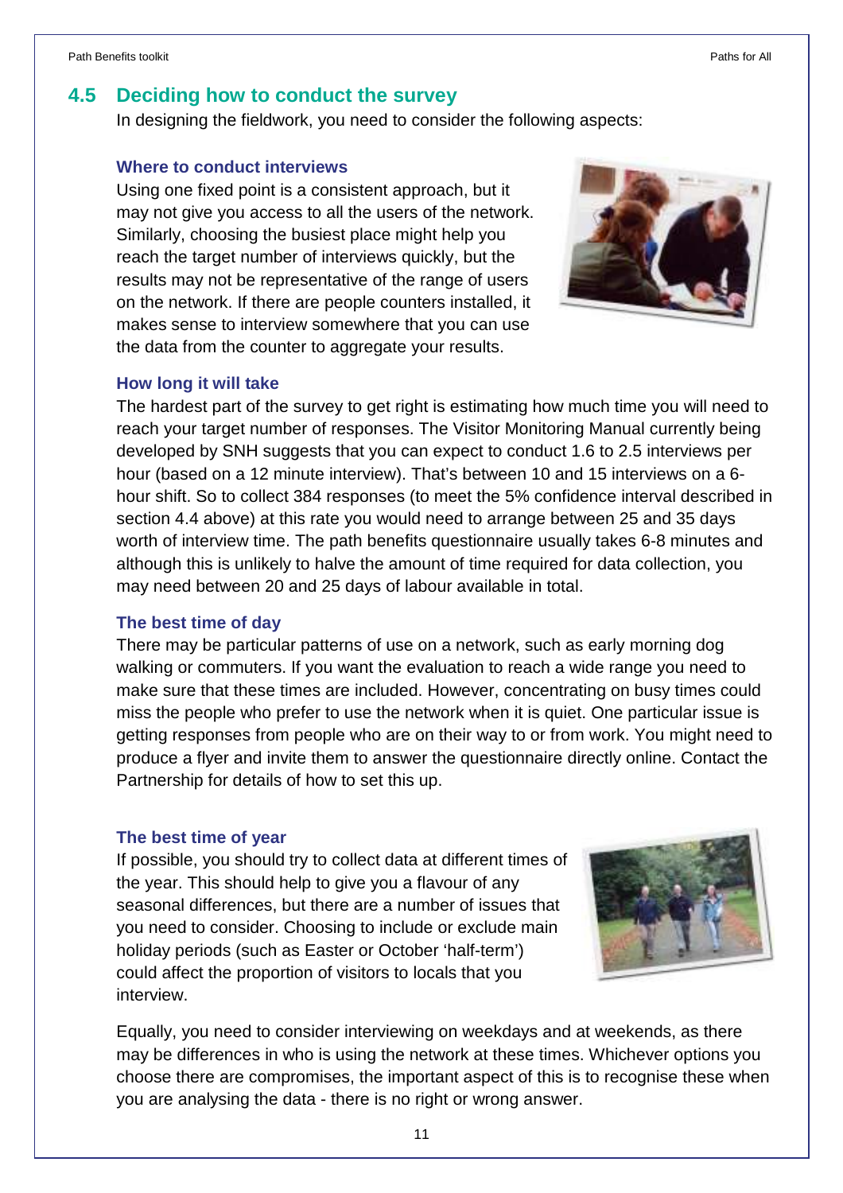## 4.5 Deciding how to conduct the survey

In designing the fieldwork, you need to consider the following aspects:

### Where to conduct interviews

Using one fixed point is a consistent approach, but it may not give you access to all the users of the network. Similarly, choosing the busiest place might help you reach the target number of interviews quickly, but the results may not be representative of the range of users on the network. If there are people counters installed, it makes sense to interview somewhere that you can use the data from the counter to aggregate your results.

### How long it will take

The hardest part of the survey to get right is estimating how much time you will need to reach your target number of responses. The Visitor Monitoring Manual currently being developed by SNH suggests that you can expect to conduct 1.6 to 2.5 interviews per hour (based on a 12 minute interview). That's between 10 and 15 interviews on a 6-hour shift. So to collect 384 responses (to meet the 5% confidence interval described in section 4.4 above) at this rate you would need to arrange between 25 and 35 days worth of interview time. The path benefits questionnaire usually takes 6-8 minutes and although this is unlikely to halve the amount of time required for data collection, you may need between 20 and 25 days of labour available in total.

### The best time of day

There may be particular patterns of use on a network, such as early morning dog walking or commuters. If you want the evaluation to reach a wide range you need to make sure that these times are included. However, concentrating on busy times could miss the people who prefer to use the network when it is quiet. One particular issue is getting responses from people who are on their way to or from work. You might need to produce a flyer and invite them to answer the questionnaire directly online. Contact the Partnership for details of how to set this up.

### The best time of year

If possible, you should try to collect data at different times of the year. This should help to give you a flavour of any seasonal differences, but there are a number of issues that you need to consider. Choosing to include or exclude main holiday periods (such as Easter or October 'half-term') could affect the proportion of visitors to locals that you interview.

Equally, you need to consider interviewing on weekdays and at weekends, as there may be differences in who is using the network at these times. Whichever options you choose there are compromises, the important aspect of this is to recognise these when you are analysing the data - there is no right or wrong answer.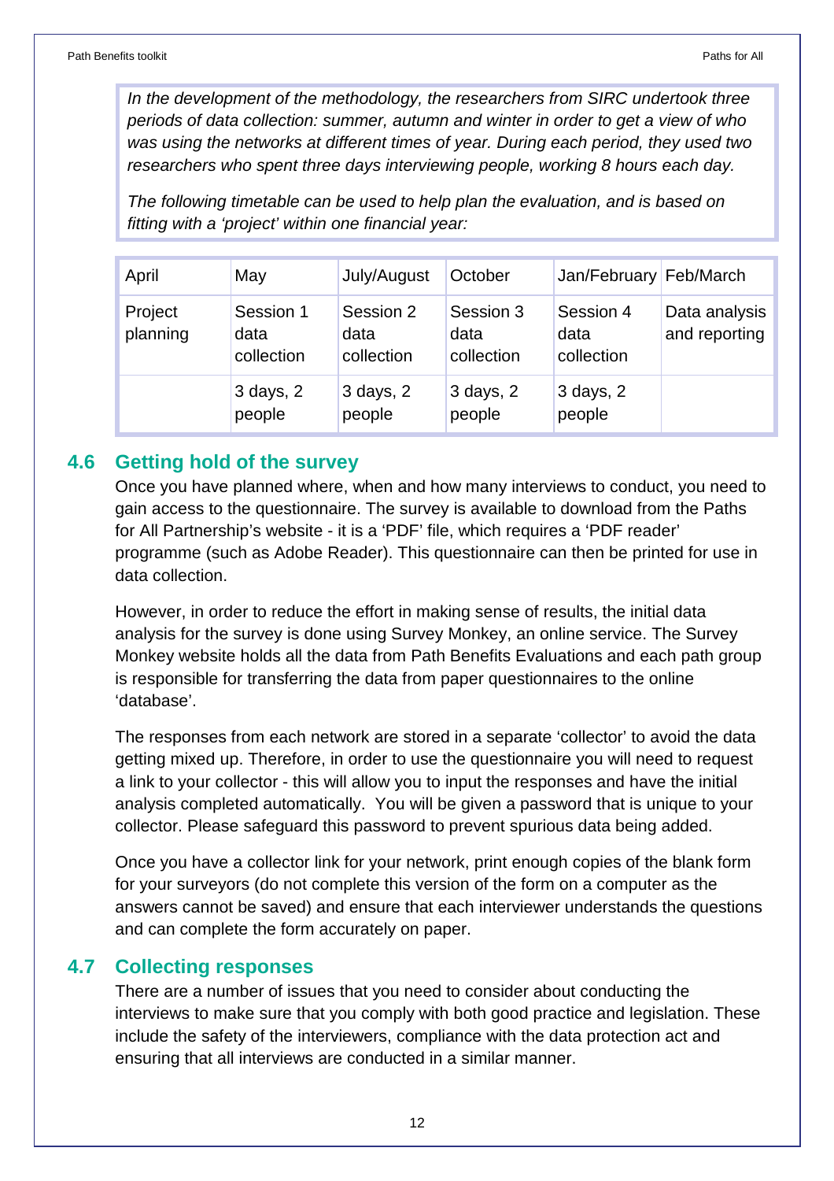*In the development of the methodology, the researchers from SIRC undertook three periods of data collection: summer, autumn and winter in order to get a view of who was using the networks at different times of year. During each period, they used two researchers who spent three days interviewing people, working 8 hours each day.*

*The following timetable can be used to help plan the evaluation, and is based on fitting with a 'project' within one financial year:*

| April | May | July/August | October | Jan/February | Feb/March |
|---|---|---|---|---|---|
| Project planning | Session 1 data collection | Session 2 data collection | Session 3 data collection | Session 4 data collection | Data analysis and reporting |
| | 3 days, 2 people | 3 days, 2 people | 3 days, 2 people | 3 days, 2 people | |

## 4.6 Getting hold of the survey

Once you have planned where, when and how many interviews to conduct, you need to gain access to the questionnaire. The survey is available to download from the Paths for All Partnership's website - it is a 'PDF' file, which requires a 'PDF reader' programme (such as Adobe Reader). This questionnaire can then be printed for use in data collection.

However, in order to reduce the effort in making sense of results, the initial data analysis for the survey is done using Survey Monkey, an online service. The Survey Monkey website holds all the data from Path Benefits Evaluations and each path group is responsible for transferring the data from paper questionnaires to the online 'database'.

The responses from each network are stored in a separate 'collector' to avoid the data getting mixed up. Therefore, in order to use the questionnaire you will need to request a link to your collector - this will allow you to input the responses and have the initial analysis completed automatically. You will be given a password that is unique to your collector. Please safeguard this password to prevent spurious data being added.

Once you have a collector link for your network, print enough copies of the blank form for your surveyors (do not complete this version of the form on a computer as the answers cannot be saved) and ensure that each interviewer understands the questions and can complete the form accurately on paper.

## 4.7 Collecting responses

There are a number of issues that you need to consider about conducting the interviews to make sure that you comply with both good practice and legislation. These include the safety of the interviewers, compliance with the data protection act and ensuring that all interviews are conducted in a similar manner.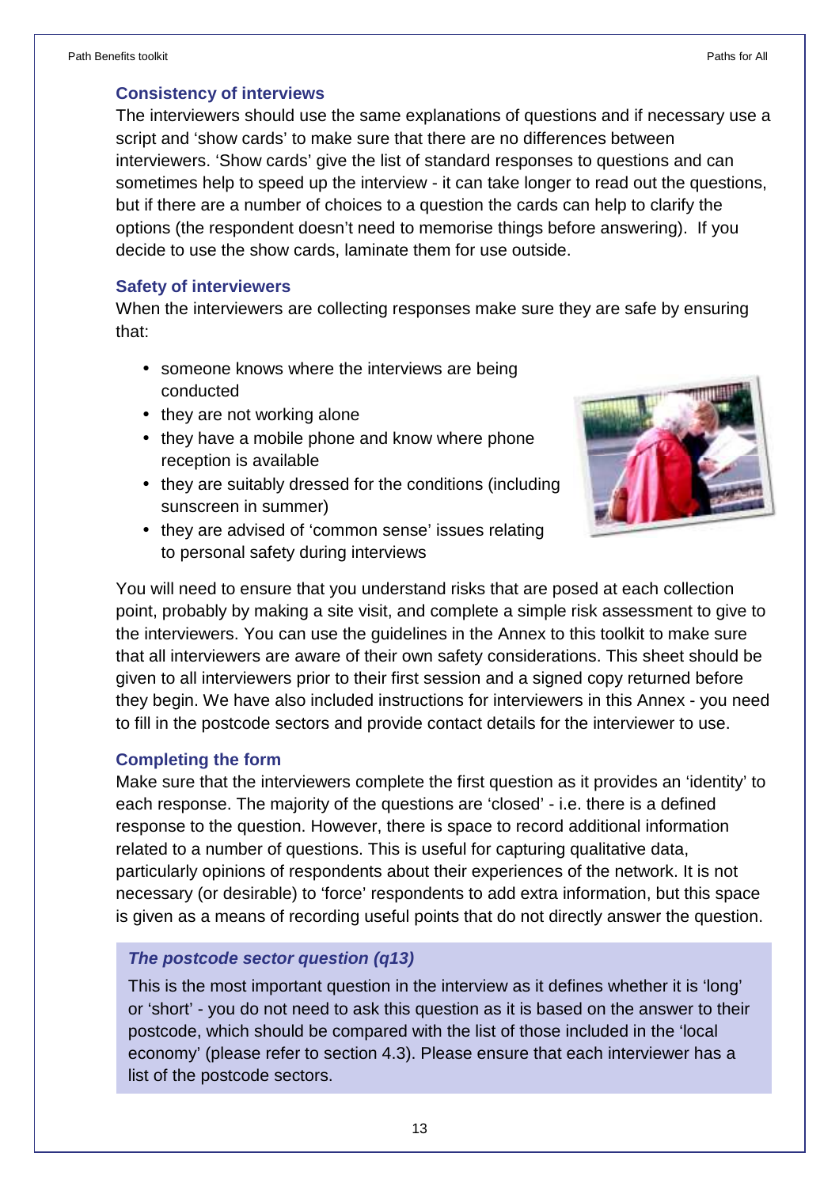### Consistency of interviews

The interviewers should use the same explanations of questions and if necessary use a script and 'show cards' to make sure that there are no differences between interviewers. 'Show cards' give the list of standard responses to questions and can sometimes help to speed up the interview - it can take longer to read out the questions, but if there are a number of choices to a question the cards can help to clarify the options (the respondent doesn't need to memorise things before answering). If you decide to use the show cards, laminate them for use outside.

### Safety of interviewers

When the interviewers are collecting responses make sure they are safe by ensuring that:

- someone knows where the interviews are being conducted
- they are not working alone
- they have a mobile phone and know where phone reception is available
- they are suitably dressed for the conditions (including sunscreen in summer)
- they are advised of 'common sense' issues relating to personal safety during interviews

You will need to ensure that you understand risks that are posed at each collection point, probably by making a site visit, and complete a simple risk assessment to give to the interviewers. You can use the guidelines in the Annex to this toolkit to make sure that all interviewers are aware of their own safety considerations. This sheet should be given to all interviewers prior to their first session and a signed copy returned before they begin. We have also included instructions for interviewers in this Annex - you need to fill in the postcode sectors and provide contact details for the interviewer to use.

### Completing the form

Make sure that the interviewers complete the first question as it provides an 'identity' to each response. The majority of the questions are 'closed' - i.e. there is a defined response to the question. However, there is space to record additional information related to a number of questions. This is useful for capturing qualitative data, particularly opinions of respondents about their experiences of the network. It is not necessary (or desirable) to 'force' respondents to add extra information, but this space is given as a means of recording useful points that do not directly answer the question.

#### *The postcode sector question (q13)*

This is the most important question in the interview as it defines whether it is 'long' or 'short' - you do not need to ask this question as it is based on the answer to their postcode, which should be compared with the list of those included in the 'local economy' (please refer to section 4.3). Please ensure that each interviewer has a list of the postcode sectors.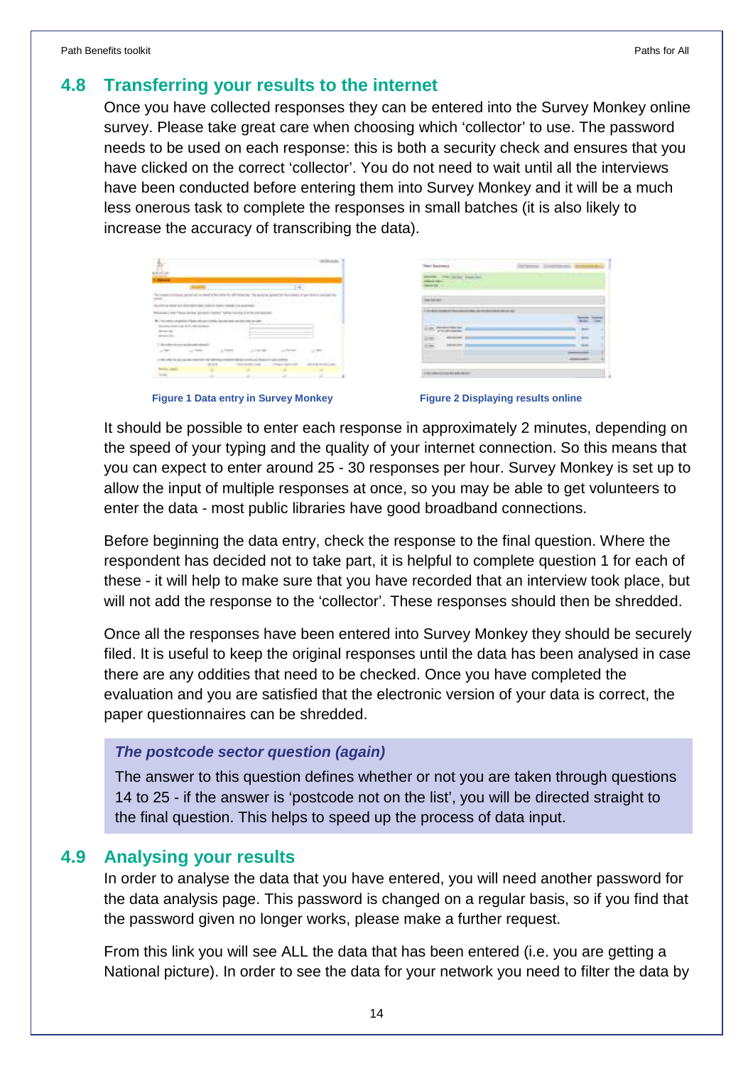## 4.8 Transferring your results to the internet

Once you have collected responses they can be entered into the Survey Monkey online survey. Please take great care when choosing which 'collector' to use. The password needs to be used on each response: this is both a security check and ensures that you have clicked on the correct 'collector'. You do not need to wait until all the interviews have been conducted before entering them into Survey Monkey and it will be a much less onerous task to complete the responses in small batches (it is also likely to increase the accuracy of transcribing the data).

**Figure 1 Data entry in Survey Monkey**

**Figure 2 Displaying results online**

It should be possible to enter each response in approximately 2 minutes, depending on the speed of your typing and the quality of your internet connection. So this means that you can expect to enter around 25 - 30 responses per hour. Survey Monkey is set up to allow the input of multiple responses at once, so you may be able to get volunteers to enter the data - most public libraries have good broadband connections.

Before beginning the data entry, check the response to the final question. Where the respondent has decided not to take part, it is helpful to complete question 1 for each of these - it will help to make sure that you have recorded that an interview took place, but will not add the response to the 'collector'. These responses should then be shredded.

Once all the responses have been entered into Survey Monkey they should be securely filed. It is useful to keep the original responses until the data has been analysed in case there are any oddities that need to be checked. Once you have completed the evaluation and you are satisfied that the electronic version of your data is correct, the paper questionnaires can be shredded.

> ***The postcode sector question (again)***
>
> The answer to this question defines whether or not you are taken through questions 14 to 25 - if the answer is 'postcode not on the list', you will be directed straight to the final question. This helps to speed up the process of data input.

## 4.9 Analysing your results

In order to analyse the data that you have entered, you will need another password for the data analysis page. This password is changed on a regular basis, so if you find that the password given no longer works, please make a further request.

From this link you will see ALL the data that has been entered (i.e. you are getting a National picture). In order to see the data for your network you need to filter the data by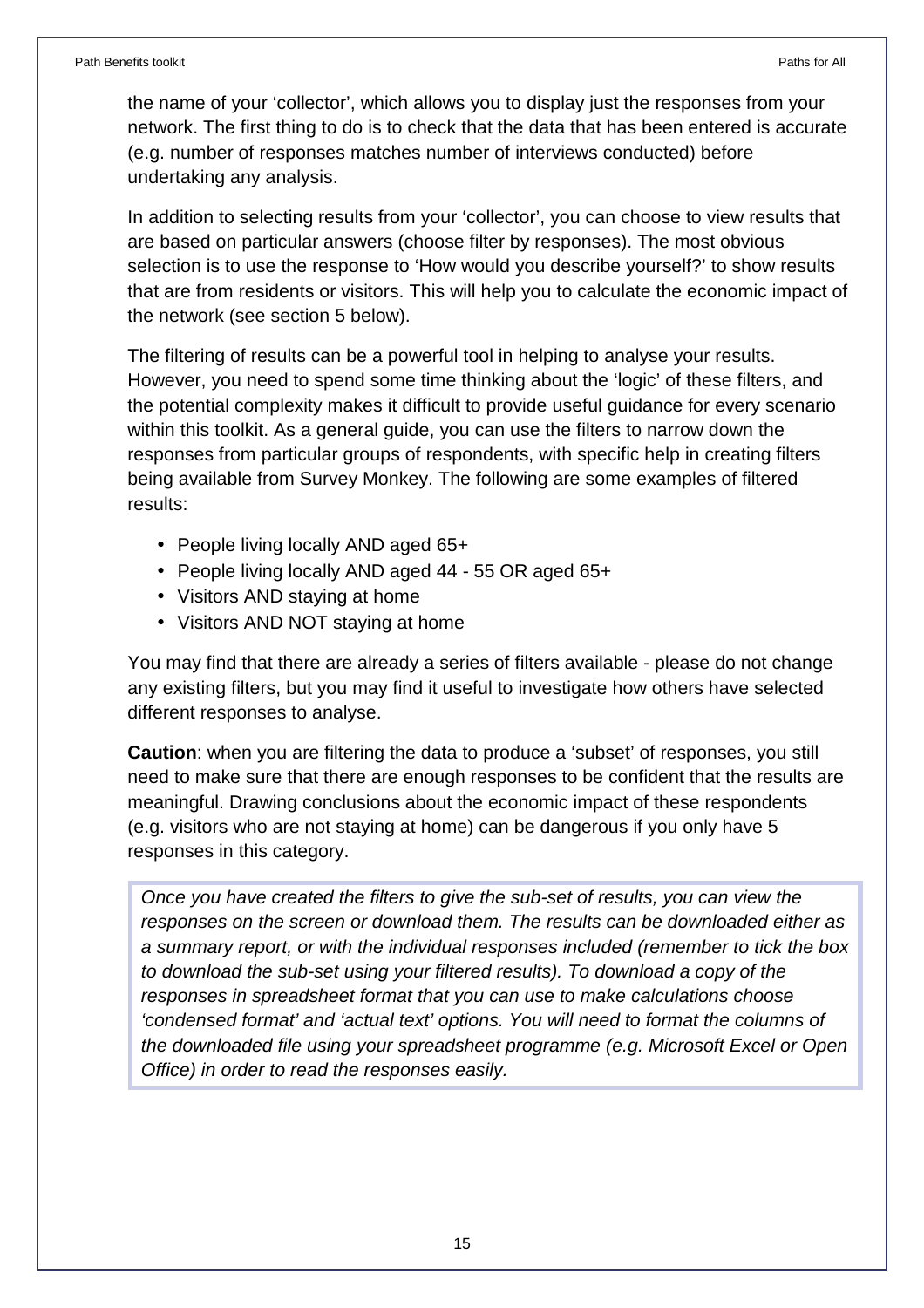the name of your 'collector', which allows you to display just the responses from your network. The first thing to do is to check that the data that has been entered is accurate (e.g. number of responses matches number of interviews conducted) before undertaking any analysis.

In addition to selecting results from your 'collector', you can choose to view results that are based on particular answers (choose filter by responses). The most obvious selection is to use the response to 'How would you describe yourself?' to show results that are from residents or visitors. This will help you to calculate the economic impact of the network (see section 5 below).

The filtering of results can be a powerful tool in helping to analyse your results. However, you need to spend some time thinking about the 'logic' of these filters, and the potential complexity makes it difficult to provide useful guidance for every scenario within this toolkit. As a general guide, you can use the filters to narrow down the responses from particular groups of respondents, with specific help in creating filters being available from Survey Monkey. The following are some examples of filtered results:

- People living locally AND aged 65+
- People living locally AND aged 44 - 55 OR aged 65+
- Visitors AND staying at home
- Visitors AND NOT staying at home

You may find that there are already a series of filters available - please do not change any existing filters, but you may find it useful to investigate how others have selected different responses to analyse.

**Caution**: when you are filtering the data to produce a 'subset' of responses, you still need to make sure that there are enough responses to be confident that the results are meaningful. Drawing conclusions about the economic impact of these respondents (e.g. visitors who are not staying at home) can be dangerous if you only have 5 responses in this category.

> *Once you have created the filters to give the sub-set of results, you can view the responses on the screen or download them. The results can be downloaded either as a summary report, or with the individual responses included (remember to tick the box to download the sub-set using your filtered results). To download a copy of the responses in spreadsheet format that you can use to make calculations choose 'condensed format' and 'actual text' options. You will need to format the columns of the downloaded file using your spreadsheet programme (e.g. Microsoft Excel or Open Office) in order to read the responses easily.*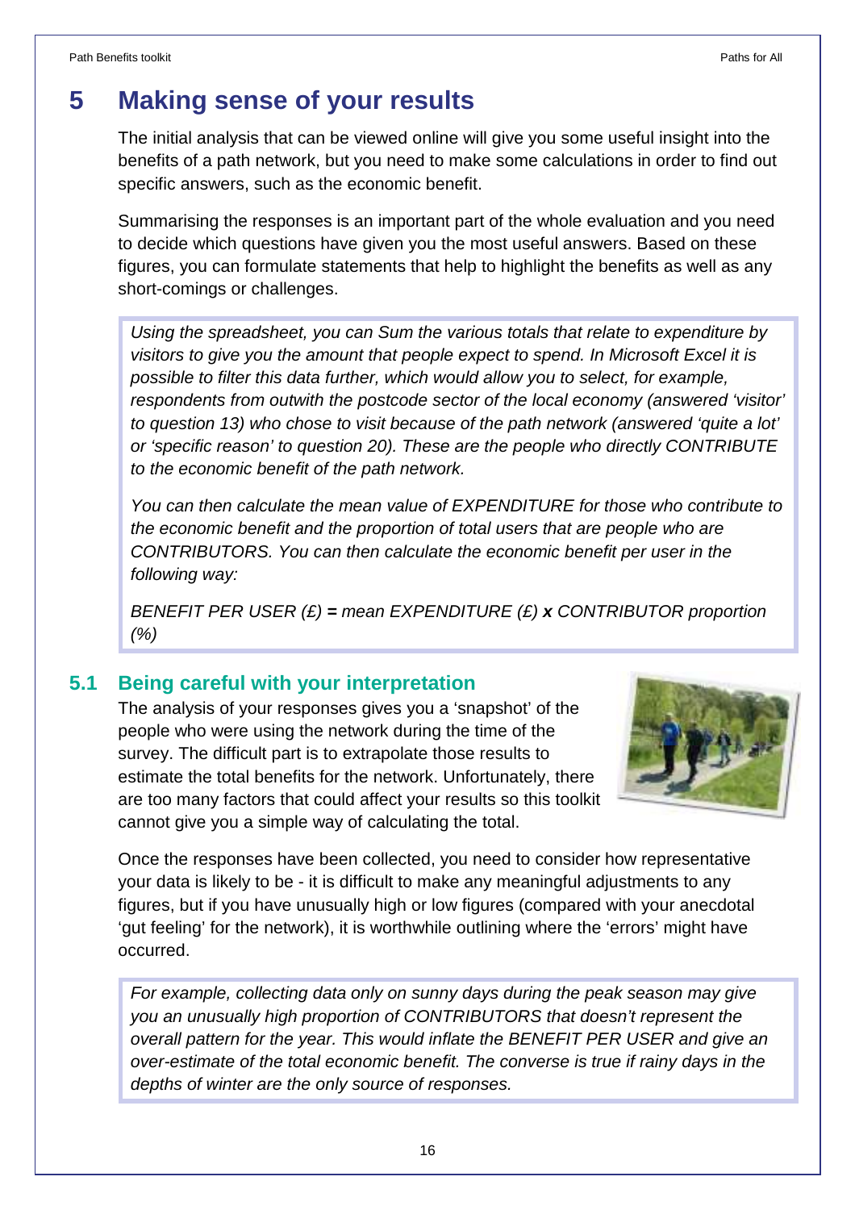# 5 Making sense of your results

The initial analysis that can be viewed online will give you some useful insight into the benefits of a path network, but you need to make some calculations in order to find out specific answers, such as the economic benefit.

Summarising the responses is an important part of the whole evaluation and you need to decide which questions have given you the most useful answers. Based on these figures, you can formulate statements that help to highlight the benefits as well as any short-comings or challenges.

> *Using the spreadsheet, you can Sum the various totals that relate to expenditure by visitors to give you the amount that people expect to spend. In Microsoft Excel it is possible to filter this data further, which would allow you to select, for example, respondents from outwith the postcode sector of the local economy (answered 'visitor' to question 13) who chose to visit because of the path network (answered 'quite a lot' or 'specific reason' to question 20). These are the people who directly CONTRIBUTE to the economic benefit of the path network.*
>
> *You can then calculate the mean value of EXPENDITURE for those who contribute to the economic benefit and the proportion of total users that are people who are CONTRIBUTORS. You can then calculate the economic benefit per user in the following way:*
>
> *BENEFIT PER USER (£)* **=** *mean EXPENDITURE (£)* ***x*** *CONTRIBUTOR proportion (%)*

## 5.1 Being careful with your interpretation

The analysis of your responses gives you a 'snapshot' of the people who were using the network during the time of the survey. The difficult part is to extrapolate those results to estimate the total benefits for the network. Unfortunately, there are too many factors that could affect your results so this toolkit cannot give you a simple way of calculating the total.

Once the responses have been collected, you need to consider how representative your data is likely to be - it is difficult to make any meaningful adjustments to any figures, but if you have unusually high or low figures (compared with your anecdotal 'gut feeling' for the network), it is worthwhile outlining where the 'errors' might have occurred.

> *For example, collecting data only on sunny days during the peak season may give you an unusually high proportion of CONTRIBUTORS that doesn't represent the overall pattern for the year. This would inflate the BENEFIT PER USER and give an over-estimate of the total economic benefit. The converse is true if rainy days in the depths of winter are the only source of responses.*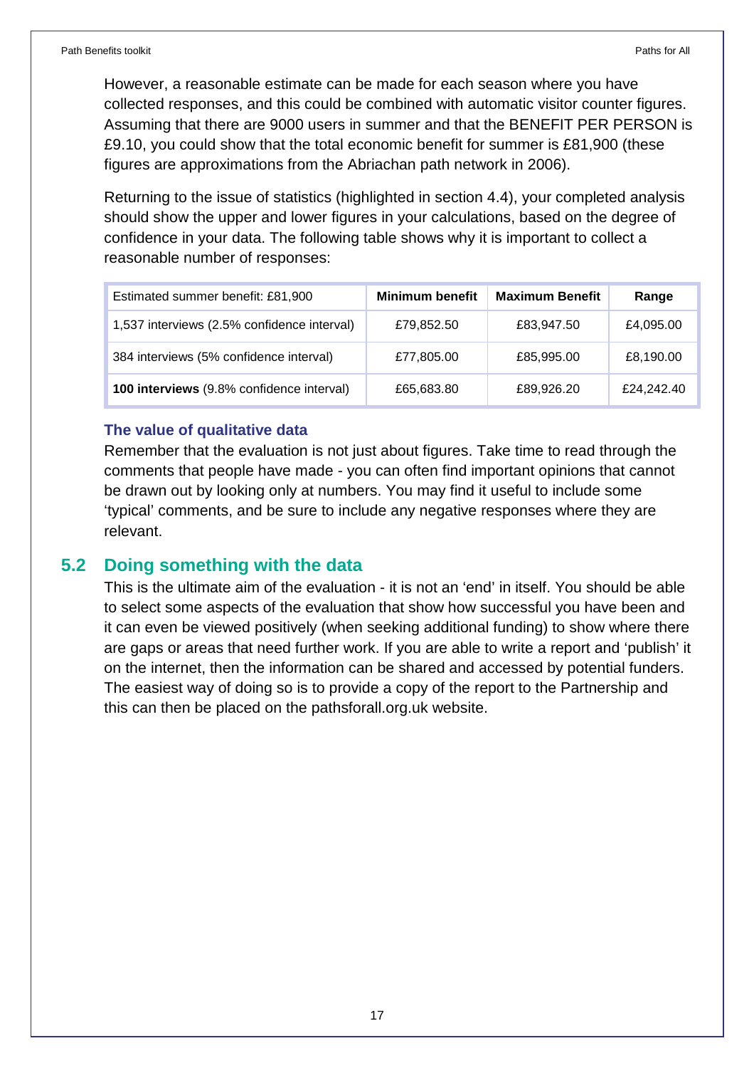However, a reasonable estimate can be made for each season where you have collected responses, and this could be combined with automatic visitor counter figures. Assuming that there are 9000 users in summer and that the BENEFIT PER PERSON is £9.10, you could show that the total economic benefit for summer is £81,900 (these figures are approximations from the Abriachan path network in 2006).

Returning to the issue of statistics (highlighted in section 4.4), your completed analysis should show the upper and lower figures in your calculations, based on the degree of confidence in your data. The following table shows why it is important to collect a reasonable number of responses:

| Estimated summer benefit: £81,900 | **Minimum benefit** | **Maximum Benefit** | **Range** |
|---|---|---|---|
| 1,537 interviews (2.5% confidence interval) | £79,852.50 | £83,947.50 | £4,095.00 |
| 384 interviews (5% confidence interval) | £77,805.00 | £85,995.00 | £8,190.00 |
| **100 interviews** (9.8% confidence interval) | £65,683.80 | £89,926.20 | £24,242.40 |

### The value of qualitative data

Remember that the evaluation is not just about figures. Take time to read through the comments that people have made - you can often find important opinions that cannot be drawn out by looking only at numbers. You may find it useful to include some 'typical' comments, and be sure to include any negative responses where they are relevant.

## 5.2 Doing something with the data

This is the ultimate aim of the evaluation - it is not an 'end' in itself. You should be able to select some aspects of the evaluation that show how successful you have been and it can even be viewed positively (when seeking additional funding) to show where there are gaps or areas that need further work. If you are able to write a report and 'publish' it on the internet, then the information can be shared and accessed by potential funders. The easiest way of doing so is to provide a copy of the report to the Partnership and this can then be placed on the pathsforall.org.uk website.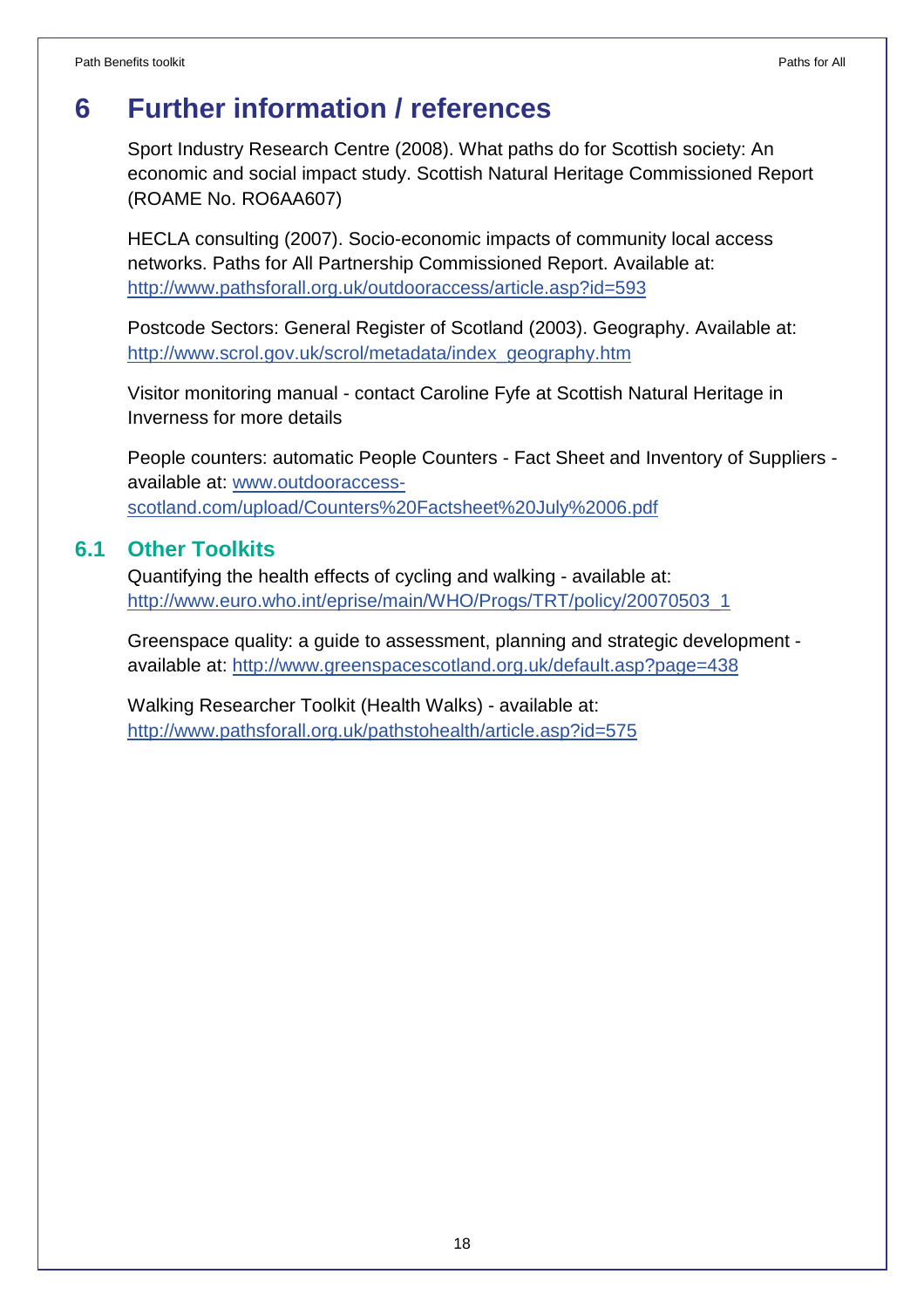# 6 Further information / references

Sport Industry Research Centre (2008). What paths do for Scottish society: An economic and social impact study. Scottish Natural Heritage Commissioned Report (ROAME No. RO6AA607)

HECLA consulting (2007). Socio-economic impacts of community local access networks. Paths for All Partnership Commissioned Report. Available at: http://www.pathsforall.org.uk/outdooraccess/article.asp?id=593

Postcode Sectors: General Register of Scotland (2003). Geography. Available at: http://www.scrol.gov.uk/scrol/metadata/index_geography.htm

Visitor monitoring manual - contact Caroline Fyfe at Scottish Natural Heritage in Inverness for more details

People counters: automatic People Counters - Fact Sheet and Inventory of Suppliers - available at: www.outdooraccess-scotland.com/upload/Counters%20Factsheet%20July%2006.pdf

## 6.1 Other Toolkits

Quantifying the health effects of cycling and walking - available at: http://www.euro.who.int/eprise/main/WHO/Progs/TRT/policy/20070503_1

Greenspace quality: a guide to assessment, planning and strategic development - available at: http://www.greenspacescotland.org.uk/default.asp?page=438

Walking Researcher Toolkit (Health Walks) - available at: http://www.pathsforall.org.uk/pathstohealth/article.asp?id=575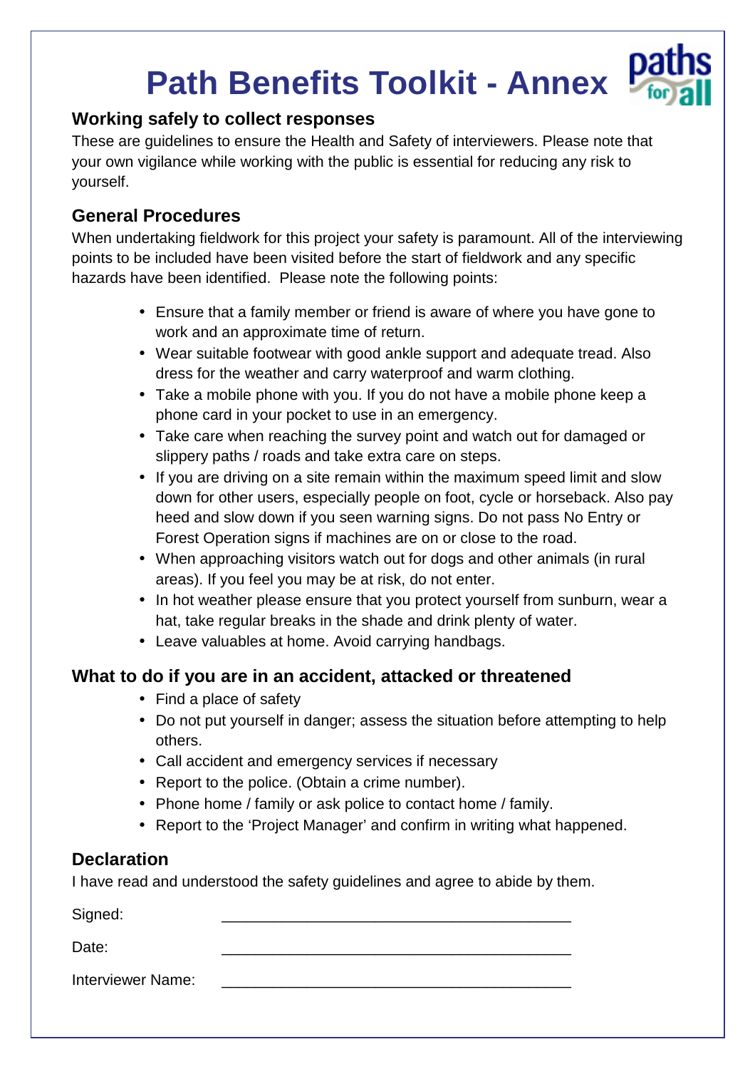# Path Benefits Toolkit - Annex

## Working safely to collect responses

These are guidelines to ensure the Health and Safety of interviewers. Please note that your own vigilance while working with the public is essential for reducing any risk to yourself.

## General Procedures

When undertaking fieldwork for this project your safety is paramount. All of the interviewing points to be included have been visited before the start of fieldwork and any specific hazards have been identified. Please note the following points:

- Ensure that a family member or friend is aware of where you have gone to work and an approximate time of return.
- Wear suitable footwear with good ankle support and adequate tread. Also dress for the weather and carry waterproof and warm clothing.
- Take a mobile phone with you. If you do not have a mobile phone keep a phone card in your pocket to use in an emergency.
- Take care when reaching the survey point and watch out for damaged or slippery paths / roads and take extra care on steps.
- If you are driving on a site remain within the maximum speed limit and slow down for other users, especially people on foot, cycle or horseback. Also pay heed and slow down if you seen warning signs. Do not pass No Entry or Forest Operation signs if machines are on or close to the road.
- When approaching visitors watch out for dogs and other animals (in rural areas). If you feel you may be at risk, do not enter.
- In hot weather please ensure that you protect yourself from sunburn, wear a hat, take regular breaks in the shade and drink plenty of water.
- Leave valuables at home. Avoid carrying handbags.

## What to do if you are in an accident, attacked or threatened

- Find a place of safety
- Do not put yourself in danger; assess the situation before attempting to help others.
- Call accident and emergency services if necessary
- Report to the police. (Obtain a crime number).
- Phone home / family or ask police to contact home / family.
- Report to the 'Project Manager' and confirm in writing what happened.

## Declaration

I have read and understood the safety guidelines and agree to abide by them.

Signed: ________________________________________

Date: ________________________________________

Interviewer Name: ________________________________________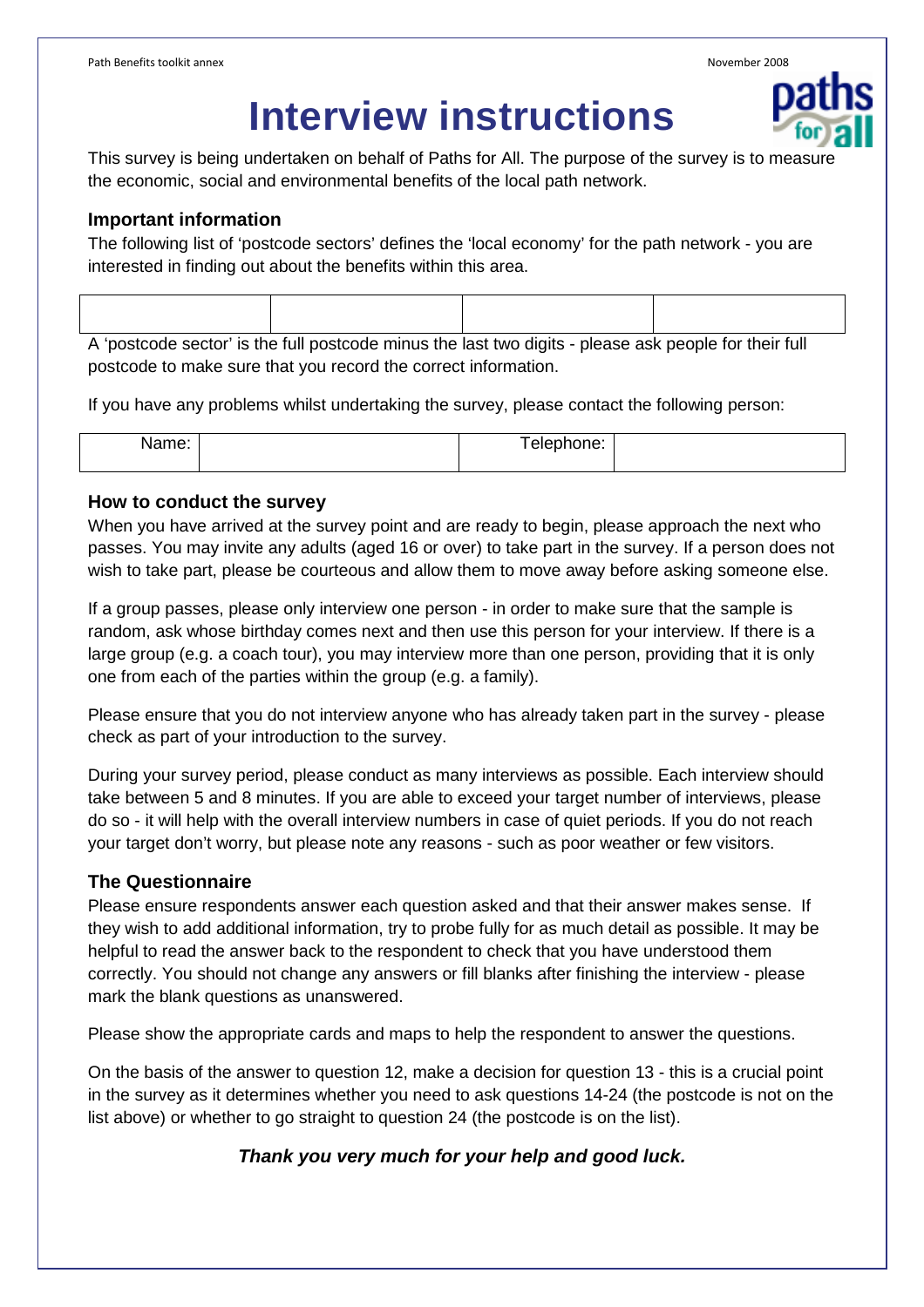# Interview instructions

This survey is being undertaken on behalf of Paths for All. The purpose of the survey is to measure the economic, social and environmental benefits of the local path network.

### Important information

The following list of 'postcode sectors' defines the 'local economy' for the path network - you are interested in finding out about the benefits within this area.

| | | | |
|---|---|---|---|
| | | | |

A 'postcode sector' is the full postcode minus the last two digits - please ask people for their full postcode to make sure that you record the correct information.

If you have any problems whilst undertaking the survey, please contact the following person:

| | | | |
|---|---|---|---|
| Name: | | Telephone: | |

### How to conduct the survey

When you have arrived at the survey point and are ready to begin, please approach the next who passes. You may invite any adults (aged 16 or over) to take part in the survey. If a person does not wish to take part, please be courteous and allow them to move away before asking someone else.

If a group passes, please only interview one person - in order to make sure that the sample is random, ask whose birthday comes next and then use this person for your interview. If there is a large group (e.g. a coach tour), you may interview more than one person, providing that it is only one from each of the parties within the group (e.g. a family).

Please ensure that you do not interview anyone who has already taken part in the survey - please check as part of your introduction to the survey.

During your survey period, please conduct as many interviews as possible. Each interview should take between 5 and 8 minutes. If you are able to exceed your target number of interviews, please do so - it will help with the overall interview numbers in case of quiet periods. If you do not reach your target don't worry, but please note any reasons - such as poor weather or few visitors.

### The Questionnaire

Please ensure respondents answer each question asked and that their answer makes sense. If they wish to add additional information, try to probe fully for as much detail as possible. It may be helpful to read the answer back to the respondent to check that you have understood them correctly. You should not change any answers or fill blanks after finishing the interview - please mark the blank questions as unanswered.

Please show the appropriate cards and maps to help the respondent to answer the questions.

On the basis of the answer to question 12, make a decision for question 13 - this is a crucial point in the survey as it determines whether you need to ask questions 14-24 (the postcode is not on the list above) or whether to go straight to question 24 (the postcode is on the list).

***Thank you very much for your help and good luck.***